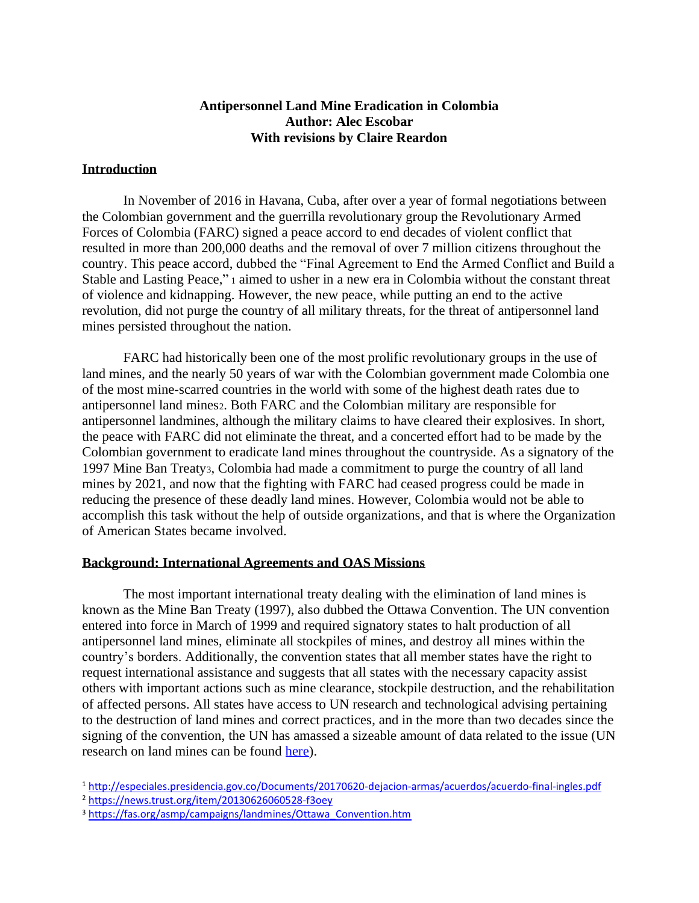# Antipersonnel Land Mine Eradication in Colombia

**Author: Alec Escobar**

**With revisions by Claire Reardon**

## Introduction

In November of 2016 in Havana, Cuba, after over a year of formal negotiations between the Colombian government and the guerrilla revolutionary group the Revolutionary Armed Forces of Colombia (FARC) signed a peace accord to end decades of violent conflict that resulted in more than 200,000 deaths and the removal of over 7 million citizens throughout the country. This peace accord, dubbed the "Final Agreement to End the Armed Conflict and Build a Stable and Lasting Peace,"[1] aimed to usher in a new era in Colombia without the constant threat of violence and kidnapping. However, the new peace, while putting an end to the active revolution, did not purge the country of all military threats, for the threat of antipersonnel land mines persisted throughout the nation.

FARC had historically been one of the most prolific revolutionary groups in the use of land mines, and the nearly 50 years of war with the Colombian government made Colombia one of the most mine-scarred countries in the world with some of the highest death rates due to antipersonnel land mines[2]. Both FARC and the Colombian military are responsible for antipersonnel landmines, although the military claims to have cleared their explosives. In short, the peace with FARC did not eliminate the threat, and a concerted effort had to be made by the Colombian government to eradicate land mines throughout the countryside. As a signatory of the 1997 Mine Ban Treaty[3], Colombia had made a commitment to purge the country of all land mines by 2021, and now that the fighting with FARC had ceased progress could be made in reducing the presence of these deadly land mines. However, Colombia would not be able to accomplish this task without the help of outside organizations, and that is where the Organization of American States became involved.

## Background: International Agreements and OAS Missions

The most important international treaty dealing with the elimination of land mines is known as the Mine Ban Treaty (1997), also dubbed the Ottawa Convention. The UN convention entered into force in March of 1999 and required signatory states to halt production of all antipersonnel land mines, eliminate all stockpiles of mines, and destroy all mines within the country's borders. Additionally, the convention states that all member states have the right to request international assistance and suggests that all states with the necessary capacity assist others with important actions such as mine clearance, stockpile destruction, and the rehabilitation of affected persons. All states have access to UN research and technological advising pertaining to the destruction of land mines and correct practices, and in the more than two decades since the signing of the convention, the UN has amassed a sizeable amount of data related to the issue (UN research on land mines can be found [here]()).

---

[1] http://especiales.presidencia.gov.co/Documents/20170620-dejacion-armas/acuerdos/acuerdo-final-ingles.pdf

[2] https://news.trust.org/item/20130626060528-f3oey

[3] https://fas.org/asmp/campaigns/landmines/Ottawa_Convention.htm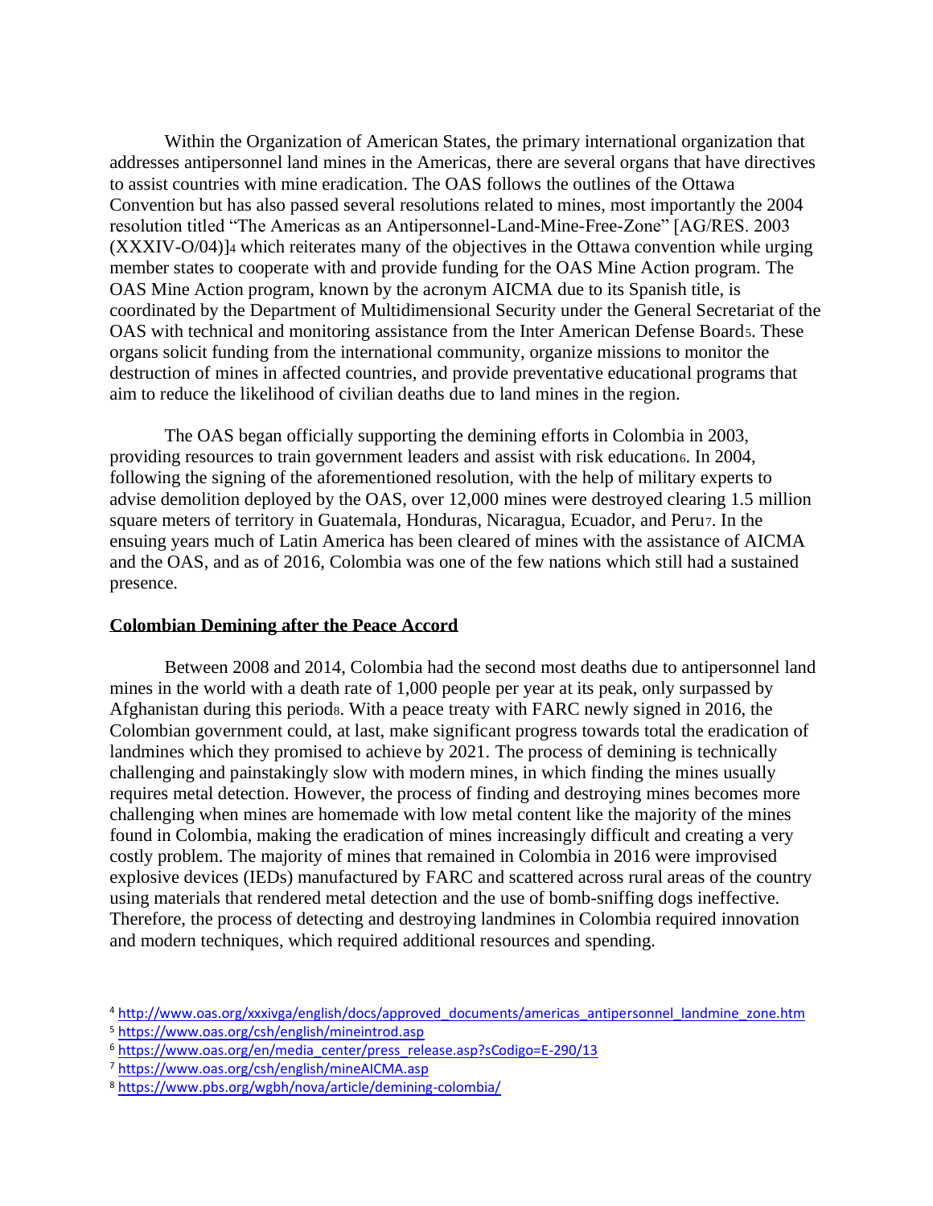Within the Organization of American States, the primary international organization that addresses antipersonnel land mines in the Americas, there are several organs that have directives to assist countries with mine eradication. The OAS follows the outlines of the Ottawa Convention but has also passed several resolutions related to mines, most importantly the 2004 resolution titled "The Americas as an Antipersonnel-Land-Mine-Free-Zone" [AG/RES. 2003 (XXXIV-O/04)][4] which reiterates many of the objectives in the Ottawa convention while urging member states to cooperate with and provide funding for the OAS Mine Action program. The OAS Mine Action program, known by the acronym AICMA due to its Spanish title, is coordinated by the Department of Multidimensional Security under the General Secretariat of the OAS with technical and monitoring assistance from the Inter American Defense Board[5]. These organs solicit funding from the international community, organize missions to monitor the destruction of mines in affected countries, and provide preventative educational programs that aim to reduce the likelihood of civilian deaths due to land mines in the region.

The OAS began officially supporting the demining efforts in Colombia in 2003, providing resources to train government leaders and assist with risk education[6]. In 2004, following the signing of the aforementioned resolution, with the help of military experts to advise demolition deployed by the OAS, over 12,000 mines were destroyed clearing 1.5 million square meters of territory in Guatemala, Honduras, Nicaragua, Ecuador, and Peru[7]. In the ensuing years much of Latin America has been cleared of mines with the assistance of AICMA and the OAS, and as of 2016, Colombia was one of the few nations which still had a sustained presence.

## **Colombian Demining after the Peace Accord**

Between 2008 and 2014, Colombia had the second most deaths due to antipersonnel land mines in the world with a death rate of 1,000 people per year at its peak, only surpassed by Afghanistan during this period[8]. With a peace treaty with FARC newly signed in 2016, the Colombian government could, at last, make significant progress towards total the eradication of landmines which they promised to achieve by 2021. The process of demining is technically challenging and painstakingly slow with modern mines, in which finding the mines usually requires metal detection. However, the process of finding and destroying mines becomes more challenging when mines are homemade with low metal content like the majority of the mines found in Colombia, making the eradication of mines increasingly difficult and creating a very costly problem. The majority of mines that remained in Colombia in 2016 were improvised explosive devices (IEDs) manufactured by FARC and scattered across rural areas of the country using materials that rendered metal detection and the use of bomb-sniffing dogs ineffective. Therefore, the process of detecting and destroying landmines in Colombia required innovation and modern techniques, which required additional resources and spending.

---

[4] http://www.oas.org/xxxivga/english/docs/approved_documents/americas_antipersonnel_landmine_zone.htm

[5] https://www.oas.org/csh/english/mineintrod.asp

[6] https://www.oas.org/en/media_center/press_release.asp?sCodigo=E-290/13

[7] https://www.oas.org/csh/english/mineAICMA.asp

[8] https://www.pbs.org/wgbh/nova/article/demining-colombia/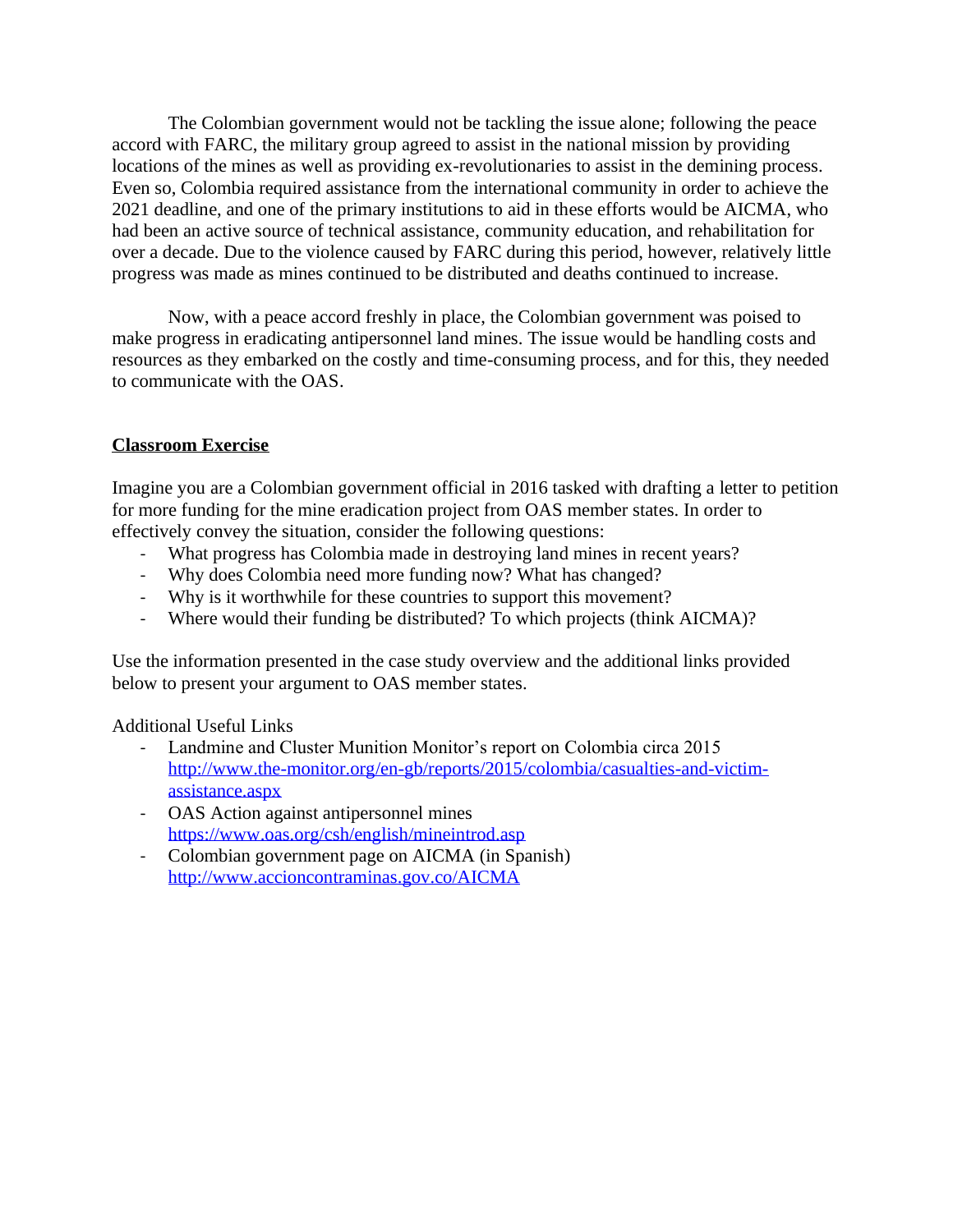The Colombian government would not be tackling the issue alone; following the peace accord with FARC, the military group agreed to assist in the national mission by providing locations of the mines as well as providing ex-revolutionaries to assist in the demining process. Even so, Colombia required assistance from the international community in order to achieve the 2021 deadline, and one of the primary institutions to aid in these efforts would be AICMA, who had been an active source of technical assistance, community education, and rehabilitation for over a decade. Due to the violence caused by FARC during this period, however, relatively little progress was made as mines continued to be distributed and deaths continued to increase.

Now, with a peace accord freshly in place, the Colombian government was poised to make progress in eradicating antipersonnel land mines. The issue would be handling costs and resources as they embarked on the costly and time-consuming process, and for this, they needed to communicate with the OAS.

## Classroom Exercise

Imagine you are a Colombian government official in 2016 tasked with drafting a letter to petition for more funding for the mine eradication project from OAS member states. In order to effectively convey the situation, consider the following questions:

- What progress has Colombia made in destroying land mines in recent years?
- Why does Colombia need more funding now? What has changed?
- Why is it worthwhile for these countries to support this movement?
- Where would their funding be distributed? To which projects (think AICMA)?

Use the information presented in the case study overview and the additional links provided below to present your argument to OAS member states.

Additional Useful Links

- Landmine and Cluster Munition Monitor's report on Colombia circa 2015 [http://www.the-monitor.org/en-gb/reports/2015/colombia/casualties-and-victim-assistance.aspx](http://www.the-monitor.org/en-gb/reports/2015/colombia/casualties-and-victim-assistance.aspx)
- OAS Action against antipersonnel mines [https://www.oas.org/csh/english/mineintrod.asp](https://www.oas.org/csh/english/mineintrod.asp)
- Colombian government page on AICMA (in Spanish) [http://www.accioncontraminas.gov.co/AICMA](http://www.accioncontraminas.gov.co/AICMA)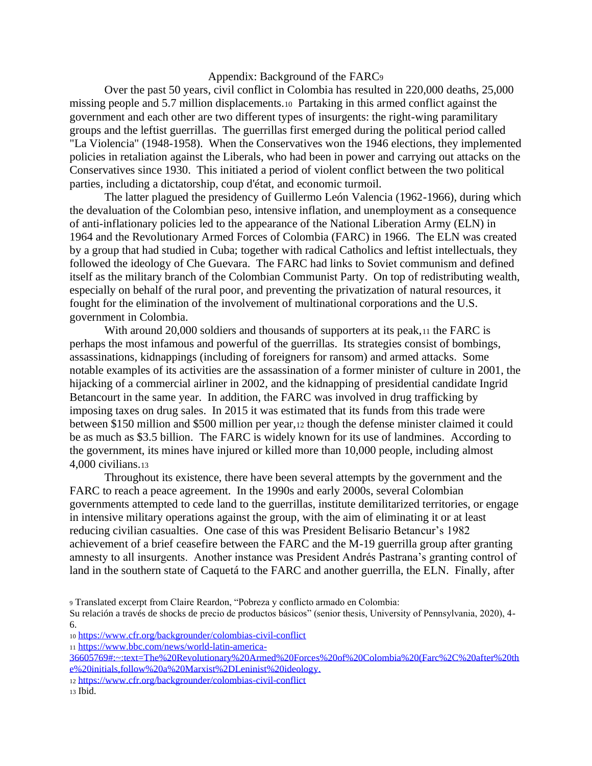## Appendix: Background of the FARC[9]

Over the past 50 years, civil conflict in Colombia has resulted in 220,000 deaths, 25,000 missing people and 5.7 million displacements.[10] Partaking in this armed conflict against the government and each other are two different types of insurgents: the right-wing paramilitary groups and the leftist guerrillas. The guerrillas first emerged during the political period called "La Violencia" (1948-1958). When the Conservatives won the 1946 elections, they implemented policies in retaliation against the Liberals, who had been in power and carrying out attacks on the Conservatives since 1930. This initiated a period of violent conflict between the two political parties, including a dictatorship, coup d'état, and economic turmoil.

The latter plagued the presidency of Guillermo León Valencia (1962-1966), during which the devaluation of the Colombian peso, intensive inflation, and unemployment as a consequence of anti-inflationary policies led to the appearance of the National Liberation Army (ELN) in 1964 and the Revolutionary Armed Forces of Colombia (FARC) in 1966. The ELN was created by a group that had studied in Cuba; together with radical Catholics and leftist intellectuals, they followed the ideology of Che Guevara. The FARC had links to Soviet communism and defined itself as the military branch of the Colombian Communist Party. On top of redistributing wealth, especially on behalf of the rural poor, and preventing the privatization of natural resources, it fought for the elimination of the involvement of multinational corporations and the U.S. government in Colombia.

With around 20,000 soldiers and thousands of supporters at its peak,[11] the FARC is perhaps the most infamous and powerful of the guerrillas. Its strategies consist of bombings, assassinations, kidnappings (including of foreigners for ransom) and armed attacks. Some notable examples of its activities are the assassination of a former minister of culture in 2001, the hijacking of a commercial airliner in 2002, and the kidnapping of presidential candidate Ingrid Betancourt in the same year. In addition, the FARC was involved in drug trafficking by imposing taxes on drug sales. In 2015 it was estimated that its funds from this trade were between $150 million and $500 million per year,[12] though the defense minister claimed it could be as much as $3.5 billion. The FARC is widely known for its use of landmines. According to the government, its mines have injured or killed more than 10,000 people, including almost 4,000 civilians.[13]

Throughout its existence, there have been several attempts by the government and the FARC to reach a peace agreement. In the 1990s and early 2000s, several Colombian governments attempted to cede land to the guerrillas, institute demilitarized territories, or engage in intensive military operations against the group, with the aim of eliminating it or at least reducing civilian casualties. One case of this was President Belisario Betancur's 1982 achievement of a brief ceasefire between the FARC and the M-19 guerrilla group after granting amnesty to all insurgents. Another instance was President Andrés Pastrana's granting control of land in the southern state of Caquetá to the FARC and another guerrilla, the ELN. Finally, after

---

[9] Translated excerpt from Claire Reardon, "Pobreza y conflicto armado en Colombia: Su relación a través de shocks de precio de productos básicos" (senior thesis, University of Pennsylvania, 2020), 4-6.

[10] https://www.cfr.org/backgrounder/colombias-civil-conflict

[11] https://www.bbc.com/news/world-latin-america-36605769#:~:text=The%20Revolutionary%20Armed%20Forces%20of%20Colombia%20(Farc%2C%20after%20the%20initials,follow%20a%20Marxist%2DLeninist%20ideology.

[12] https://www.cfr.org/backgrounder/colombias-civil-conflict

[13] Ibid.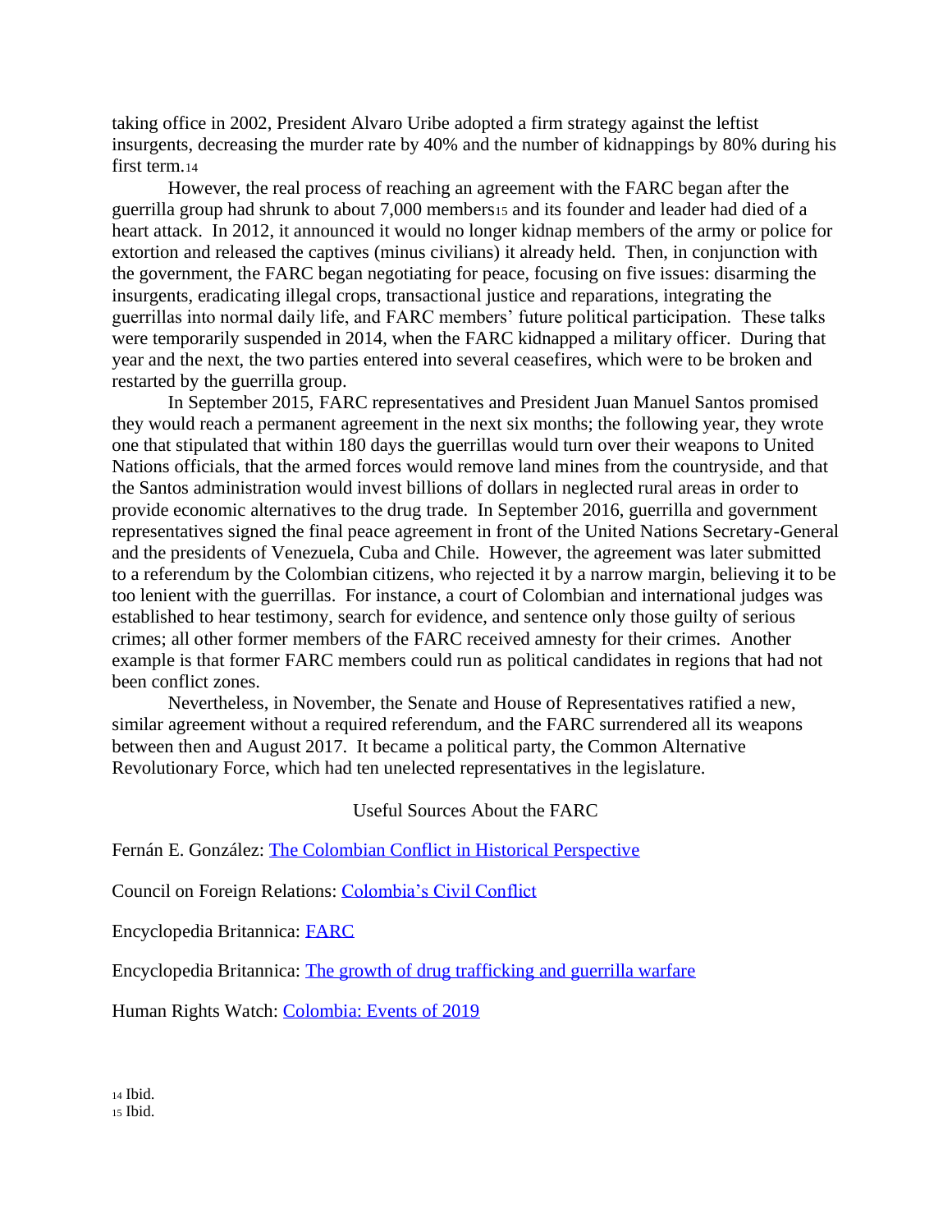taking office in 2002, President Alvaro Uribe adopted a firm strategy against the leftist insurgents, decreasing the murder rate by 40% and the number of kidnappings by 80% during his first term.[14]

However, the real process of reaching an agreement with the FARC began after the guerrilla group had shrunk to about 7,000 members[15] and its founder and leader had died of a heart attack. In 2012, it announced it would no longer kidnap members of the army or police for extortion and released the captives (minus civilians) it already held. Then, in conjunction with the government, the FARC began negotiating for peace, focusing on five issues: disarming the insurgents, eradicating illegal crops, transactional justice and reparations, integrating the guerrillas into normal daily life, and FARC members' future political participation. These talks were temporarily suspended in 2014, when the FARC kidnapped a military officer. During that year and the next, the two parties entered into several ceasefires, which were to be broken and restarted by the guerrilla group.

In September 2015, FARC representatives and President Juan Manuel Santos promised they would reach a permanent agreement in the next six months; the following year, they wrote one that stipulated that within 180 days the guerrillas would turn over their weapons to United Nations officials, that the armed forces would remove land mines from the countryside, and that the Santos administration would invest billions of dollars in neglected rural areas in order to provide economic alternatives to the drug trade. In September 2016, guerrilla and government representatives signed the final peace agreement in front of the United Nations Secretary-General and the presidents of Venezuela, Cuba and Chile. However, the agreement was later submitted to a referendum by the Colombian citizens, who rejected it by a narrow margin, believing it to be too lenient with the guerrillas. For instance, a court of Colombian and international judges was established to hear testimony, search for evidence, and sentence only those guilty of serious crimes; all other former members of the FARC received amnesty for their crimes. Another example is that former FARC members could run as political candidates in regions that had not been conflict zones.

Nevertheless, in November, the Senate and House of Representatives ratified a new, similar agreement without a required referendum, and the FARC surrendered all its weapons between then and August 2017. It became a political party, the Common Alternative Revolutionary Force, which had ten unelected representatives in the legislature.

## Useful Sources About the FARC

Fernán E. González: The Colombian Conflict in Historical Perspective

Council on Foreign Relations: Colombia's Civil Conflict

Encyclopedia Britannica: FARC

Encyclopedia Britannica: The growth of drug trafficking and guerrilla warfare

Human Rights Watch: Colombia: Events of 2019

[14] Ibid.
[15] Ibid.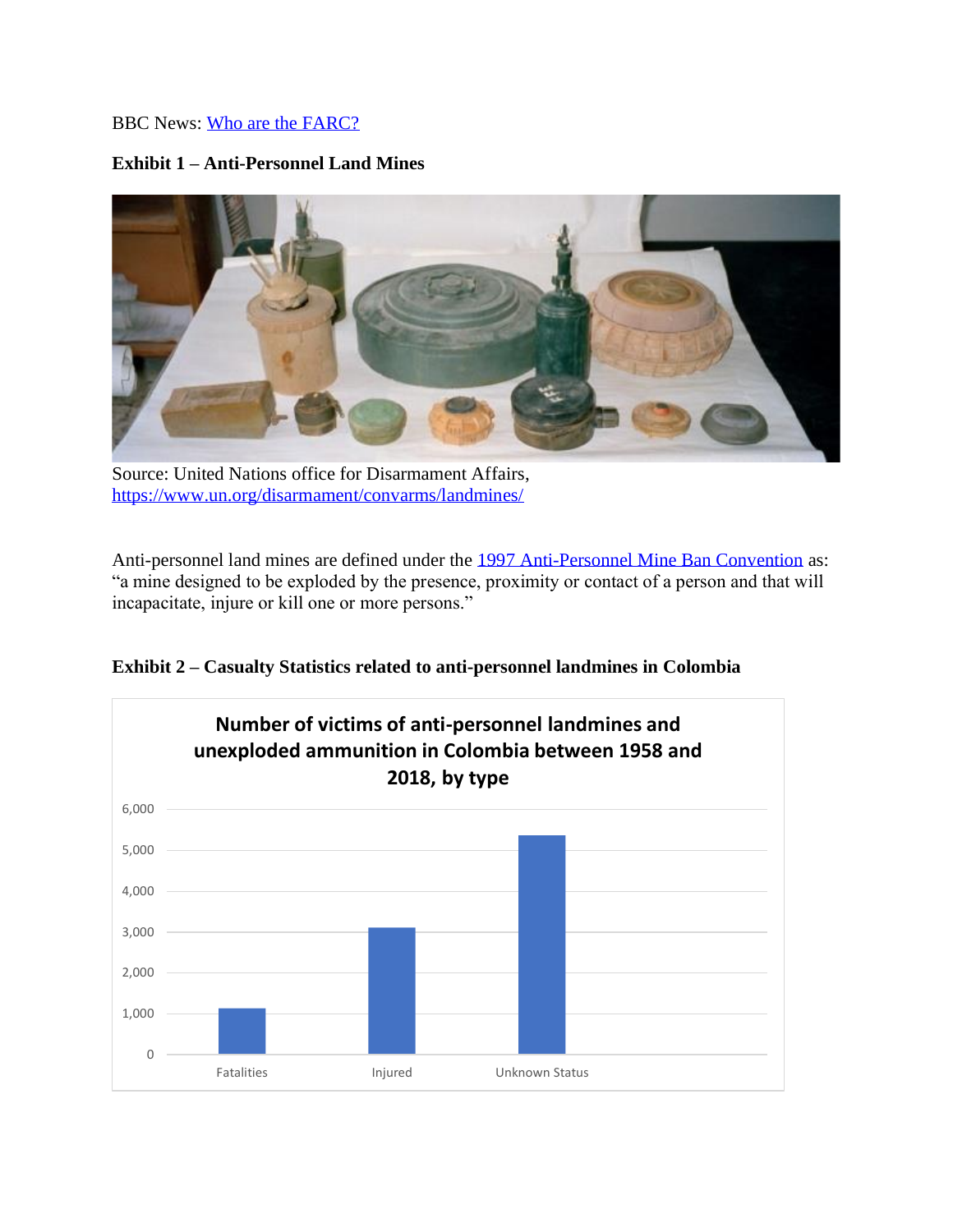BBC News: [Who are the FARC?]()

**Exhibit 1 – Anti-Personnel Land Mines**

Source: United Nations office for Disarmament Affairs, [https://www.un.org/disarmament/convarms/landmines/](https://www.un.org/disarmament/convarms/landmines/)

Anti-personnel land mines are defined under the [1997 Anti-Personnel Mine Ban Convention]() as: "a mine designed to be exploded by the presence, proximity or contact of a person and that will incapacitate, injure or kill one or more persons."

**Exhibit 2 – Casualty Statistics related to anti-personnel landmines in Colombia**

Number of victims of anti-personnel landmines and unexploded ammunition in Colombia between 1958 and 2018, by type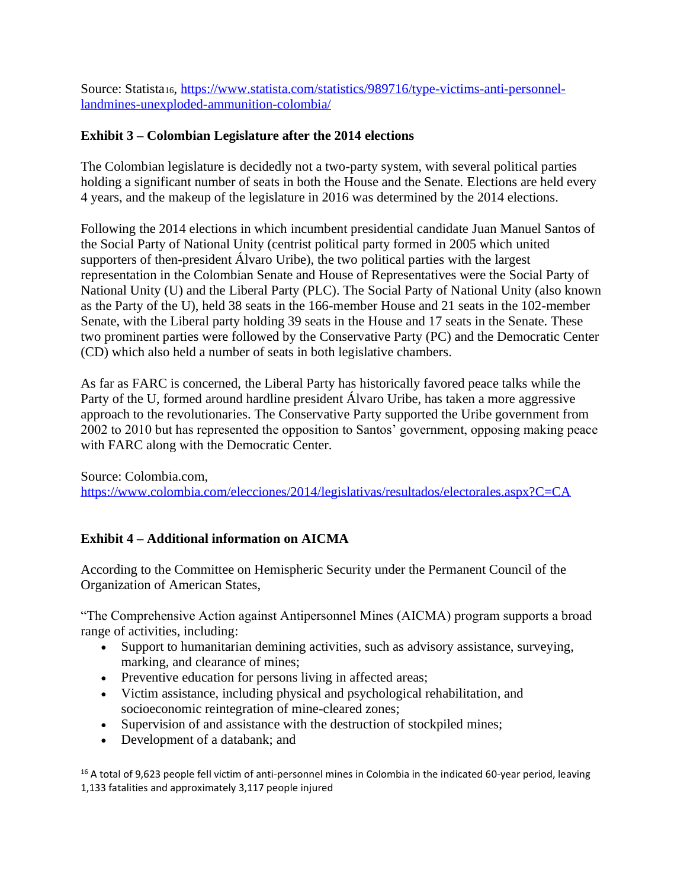Source: Statista[16], https://www.statista.com/statistics/989716/type-victims-anti-personnel-landmines-unexploded-ammunition-colombia/

**Exhibit 3 – Colombian Legislature after the 2014 elections**

The Colombian legislature is decidedly not a two-party system, with several political parties holding a significant number of seats in both the House and the Senate. Elections are held every 4 years, and the makeup of the legislature in 2016 was determined by the 2014 elections.

Following the 2014 elections in which incumbent presidential candidate Juan Manuel Santos of the Social Party of National Unity (centrist political party formed in 2005 which united supporters of then-president Álvaro Uribe), the two political parties with the largest representation in the Colombian Senate and House of Representatives were the Social Party of National Unity (U) and the Liberal Party (PLC). The Social Party of National Unity (also known as the Party of the U), held 38 seats in the 166-member House and 21 seats in the 102-member Senate, with the Liberal party holding 39 seats in the House and 17 seats in the Senate. These two prominent parties were followed by the Conservative Party (PC) and the Democratic Center (CD) which also held a number of seats in both legislative chambers.

As far as FARC is concerned, the Liberal Party has historically favored peace talks while the Party of the U, formed around hardline president Álvaro Uribe, has taken a more aggressive approach to the revolutionaries. The Conservative Party supported the Uribe government from 2002 to 2010 but has represented the opposition to Santos' government, opposing making peace with FARC along with the Democratic Center.

Source: Colombia.com, https://www.colombia.com/elecciones/2014/legislativas/resultados/electorales.aspx?C=CA

**Exhibit 4 – Additional information on AICMA**

According to the Committee on Hemispheric Security under the Permanent Council of the Organization of American States,

"The Comprehensive Action against Antipersonnel Mines (AICMA) program supports a broad range of activities, including:

- Support to humanitarian demining activities, such as advisory assistance, surveying, marking, and clearance of mines;
- Preventive education for persons living in affected areas;
- Victim assistance, including physical and psychological rehabilitation, and socioeconomic reintegration of mine-cleared zones;
- Supervision of and assistance with the destruction of stockpiled mines;
- Development of a databank; and

[16] A total of 9,623 people fell victim of anti-personnel mines in Colombia in the indicated 60-year period, leaving 1,133 fatalities and approximately 3,117 people injured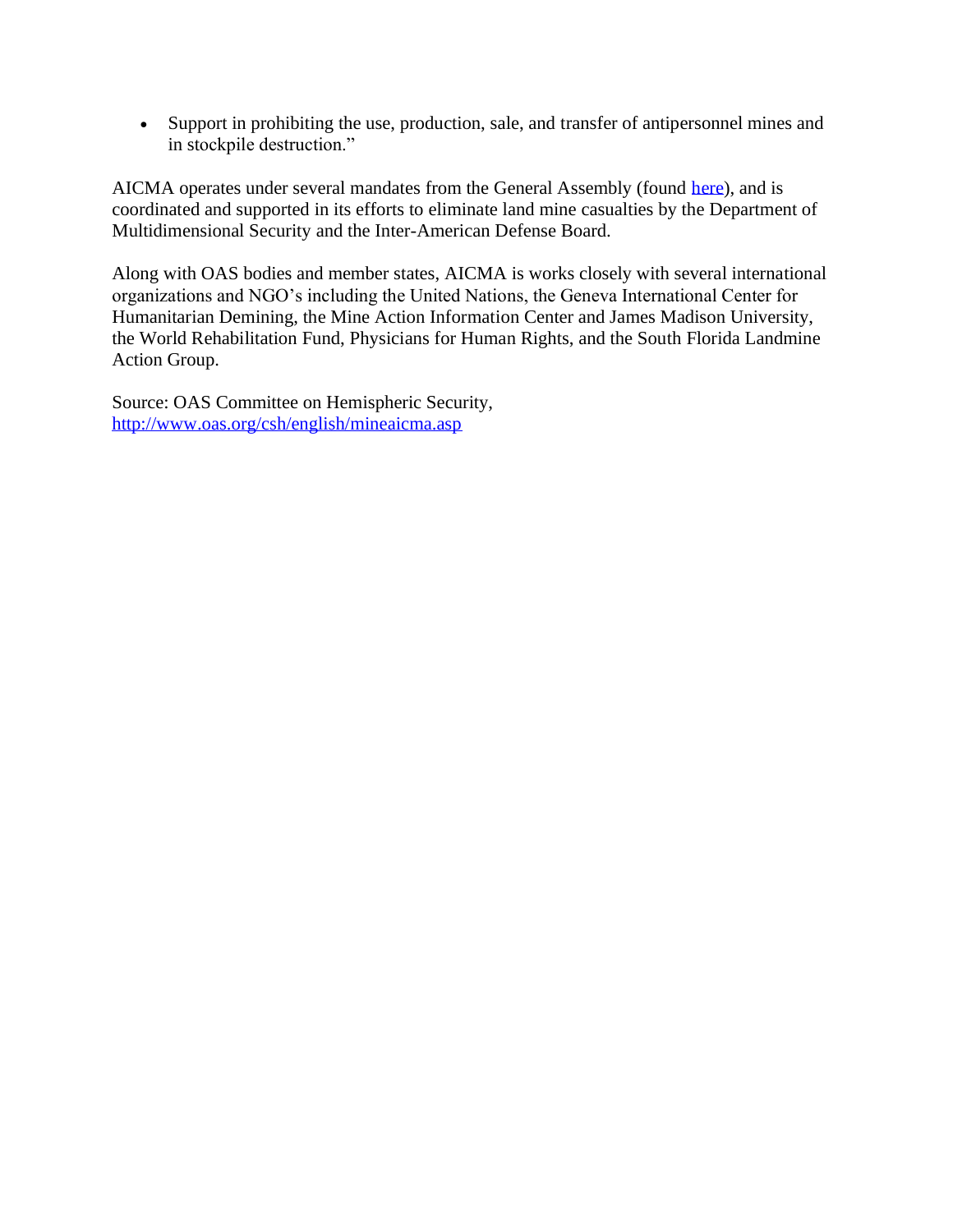- Support in prohibiting the use, production, sale, and transfer of antipersonnel mines and in stockpile destruction."

AICMA operates under several mandates from the General Assembly (found here), and is coordinated and supported in its efforts to eliminate land mine casualties by the Department of Multidimensional Security and the Inter-American Defense Board.

Along with OAS bodies and member states, AICMA is works closely with several international organizations and NGO's including the United Nations, the Geneva International Center for Humanitarian Demining, the Mine Action Information Center and James Madison University, the World Rehabilitation Fund, Physicians for Human Rights, and the South Florida Landmine Action Group.

Source: OAS Committee on Hemispheric Security, http://www.oas.org/csh/english/mineaicma.asp